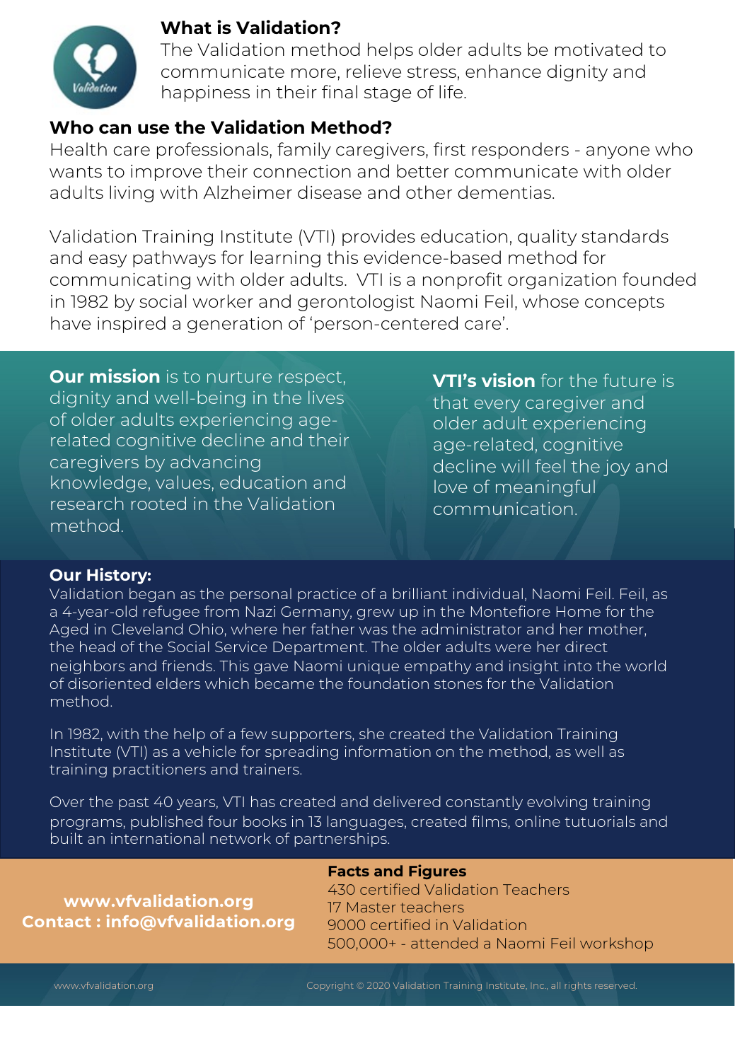## What is Validation?

The Validation method helps older adults be motivated to communicate more, relieve stress, enhance dignity and happiness in their final stage of life.

## Who can use the Validation Method?

Health care professionals, family caregivers, first responders - anyone who wants to improve their connection and better communicate with older adults living with Alzheimer disease and other dementias.

Validation Training Institute (VTI) provides education, quality standards and easy pathways for learning this evidence-based method for communicating with older adults. VTI is a nonprofit organization founded in 1982 by social worker and gerontologist Naomi Feil, whose concepts have inspired a generation of 'person-centered care'.

**Our mission** is to nurture respect, dignity and well-being in the lives of older adults experiencing age-related cognitive decline and their caregivers by advancing knowledge, values, education and research rooted in the Validation method.

**VTI's vision** for the future is that every caregiver and older adult experiencing age-related, cognitive decline will feel the joy and love of meaningful communication.

## Our History:

Validation began as the personal practice of a brilliant individual, Naomi Feil. Feil, as a 4-year-old refugee from Nazi Germany, grew up in the Montefiore Home for the Aged in Cleveland Ohio, where her father was the administrator and her mother, the head of the Social Service Department. The older adults were her direct neighbors and friends. This gave Naomi unique empathy and insight into the world of disoriented elders which became the foundation stones for the Validation method.

In 1982, with the help of a few supporters, she created the Validation Training Institute (VTI) as a vehicle for spreading information on the method, as well as training practitioners and trainers.

Over the past 40 years, VTI has created and delivered constantly evolving training programs, published four books in 13 languages, created films, online tutuorials and built an international network of partnerships.

**www.vfvalidation.org**
**Contact : info@vfvalidation.org**

**Facts and Figures**

430 certified Validation Teachers
17 Master teachers
9000 certified in Validation
500,000+ - attended a Naomi Feil workshop

www.vfvalidation.org

Copyright © 2020 Validation Training Institute, Inc., all rights reserved.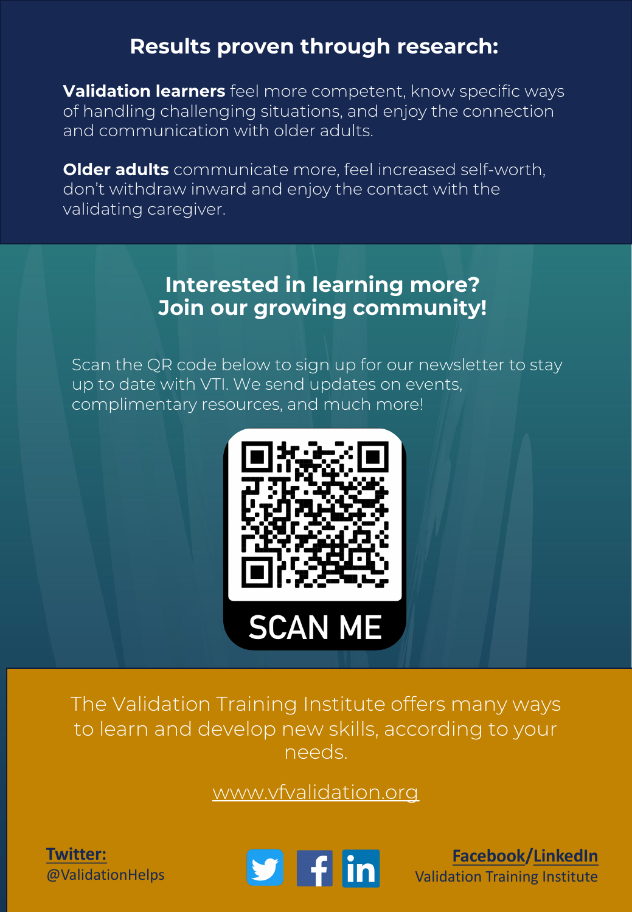## Results proven through research:

**Validation learners** feel more competent, know specific ways of handling challenging situations, and enjoy the connection and communication with older adults.

**Older adults** communicate more, feel increased self-worth, don't withdraw inward and enjoy the contact with the validating caregiver.

## Interested in learning more? Join our growing community!

Scan the QR code below to sign up for our newsletter to stay up to date with VTI. We send updates on events, complimentary resources, and much more!

SCAN ME

The Validation Training Institute offers many ways to learn and develop new skills, according to your needs.

www.vfvalidation.org

**Twitter:**
@ValidationHelps

**Facebook/LinkedIn**
Validation Training Institute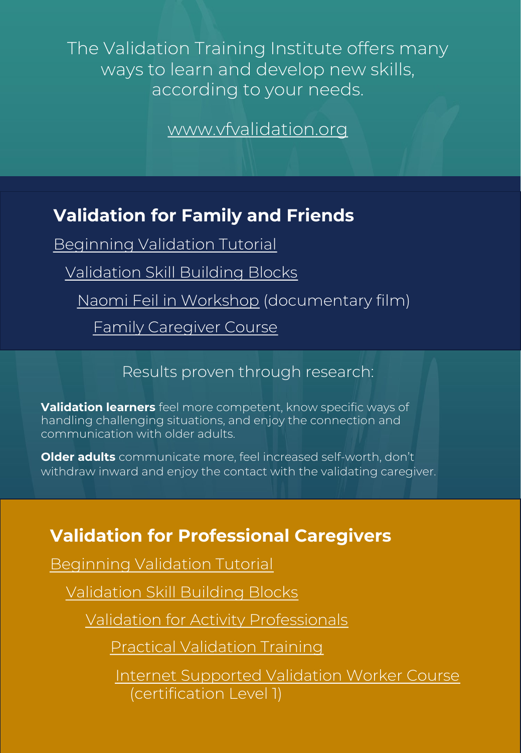The Validation Training Institute offers many ways to learn and develop new skills, according to your needs.

www.vfvalidation.org

## Validation for Family and Friends

Beginning Validation Tutorial

Validation Skill Building Blocks

Naomi Feil in Workshop (documentary film)

Family Caregiver Course

Results proven through research:

**Validation learners** feel more competent, know specific ways of handling challenging situations, and enjoy the connection and communication with older adults.

**Older adults** communicate more, feel increased self-worth, don't withdraw inward and enjoy the contact with the validating caregiver.

## Validation for Professional Caregivers

Beginning Validation Tutorial

Validation Skill Building Blocks

Validation for Activity Professionals

Practical Validation Training

Internet Supported Validation Worker Course (certification Level 1)